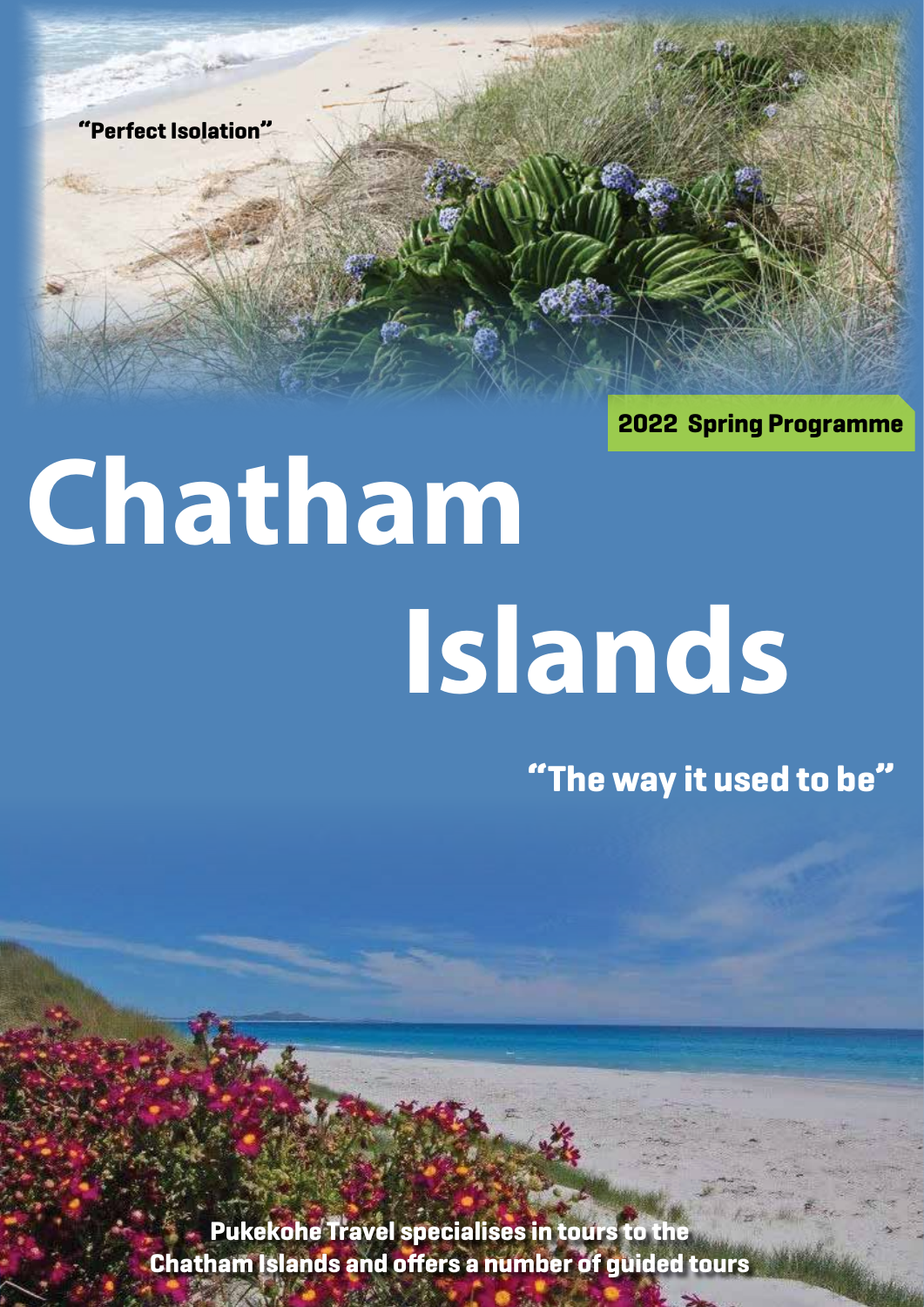"Perfect Isolation"

**2022 Spring Programme**

# Chatham Islands

"The way it used to be"

**Pukekohe Travel specialises in tours to the Chatham Islands and offers a number of guided tours**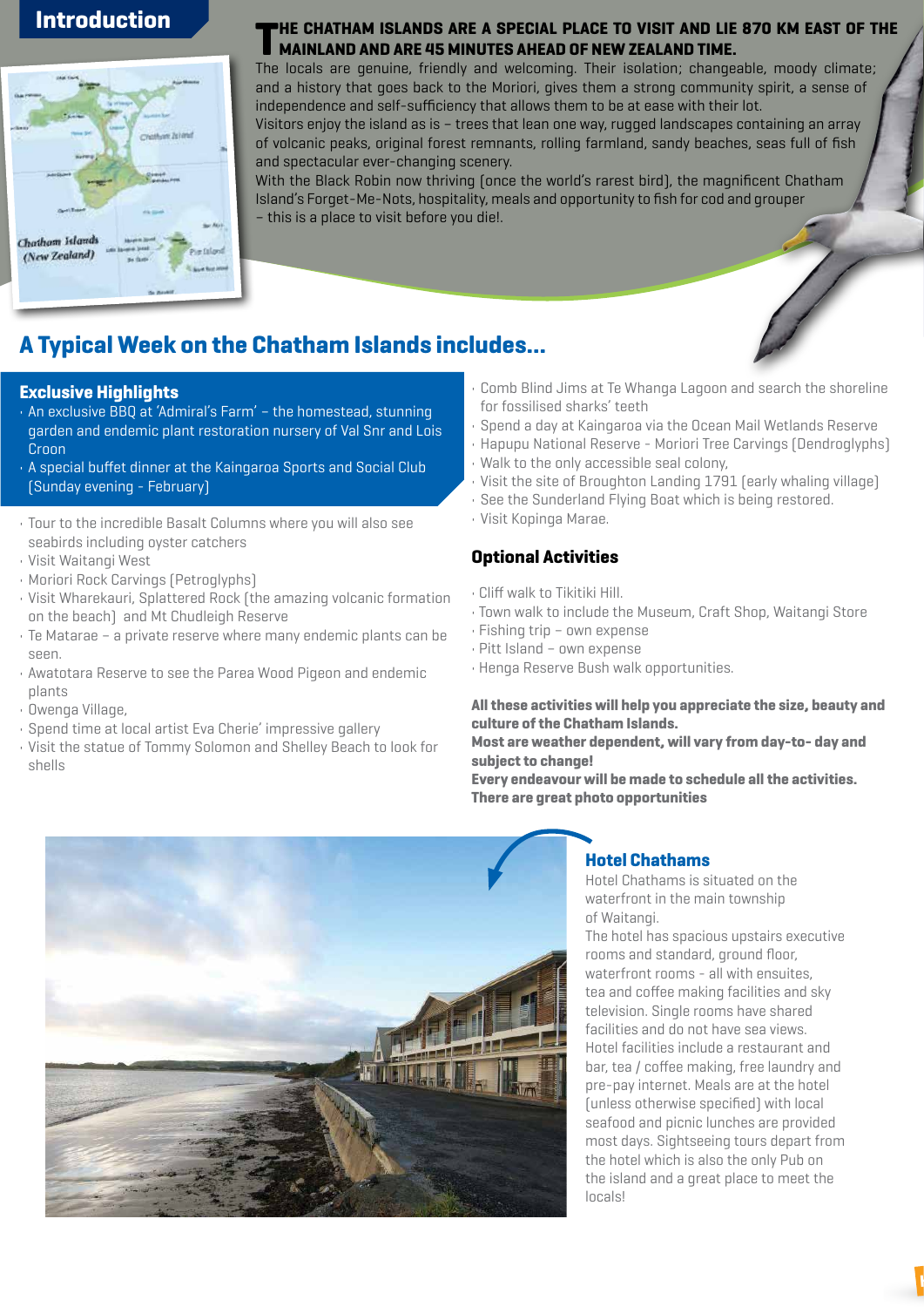## Introduction

**THE CHATHAM ISLANDS ARE A SPECIAL PLACE TO VISIT AND LIE 870 KM EAST OF THE MAINLAND AND ARE 45 MINUTES AHEAD OF NEW ZEALAND TIME.**

The locals are genuine, friendly and welcoming. Their isolation; changeable, moody climate; and a history that goes back to the Moriori, gives them a strong community spirit, a sense of independence and self-sufficiency that allows them to be at ease with their lot.

Visitors enjoy the island as is – trees that lean one way, rugged landscapes containing an array of volcanic peaks, original forest remnants, rolling farmland, sandy beaches, seas full of fish and spectacular ever-changing scenery.

With the Black Robin now thriving (once the world's rarest bird), the magnificent Chatham Island's Forget-Me-Nots, hospitality, meals and opportunity to fish for cod and grouper – this is a place to visit before you die!.

## A Typical Week on the Chatham Islands includes...

### Exclusive Highlights

- An exclusive BBQ at 'Admiral's Farm' – the homestead, stunning garden and endemic plant restoration nursery of Val Snr and Lois Croon
- A special buffet dinner at the Kaingaroa Sports and Social Club (Sunday evening - February)

- Tour to the incredible Basalt Columns where you will also see seabirds including oyster catchers
- Visit Waitangi West
- Moriori Rock Carvings (Petroglyphs)
- Visit Wharekauri, Splattered Rock (the amazing volcanic formation on the beach) and Mt Chudleigh Reserve
- Te Matarae – a private reserve where many endemic plants can be seen.
- Awatotara Reserve to see the Parea Wood Pigeon and endemic plants
- Owenga Village,
- Spend time at local artist Eva Cherie' impressive gallery
- Visit the statue of Tommy Solomon and Shelley Beach to look for shells
- Comb Blind Jims at Te Whanga Lagoon and search the shoreline for fossilised sharks' teeth
- Spend a day at Kaingaroa via the Ocean Mail Wetlands Reserve
- Hapupu National Reserve - Moriori Tree Carvings (Dendroglyphs)
- Walk to the only accessible seal colony,
- Visit the site of Broughton Landing 1791 (early whaling village)
- See the Sunderland Flying Boat which is being restored.
- Visit Kopinga Marae.

### Optional Activities

- Cliff walk to Tikitiki Hill.
- Town walk to include the Museum, Craft Shop, Waitangi Store
- Fishing trip – own expense
- Pitt Island – own expense
- Henga Reserve Bush walk opportunities.

**All these activities will help you appreciate the size, beauty and culture of the Chatham Islands.**

**Most are weather dependent, will vary from day-to- day and subject to change!**

**Every endeavour will be made to schedule all the activities.**

**There are great photo opportunities**

### Hotel Chathams

Hotel Chathams is situated on the waterfront in the main township of Waitangi.

The hotel has spacious upstairs executive rooms and standard, ground floor, waterfront rooms - all with ensuites, tea and coffee making facilities and sky television. Single rooms have shared facilities and do not have sea views. Hotel facilities include a restaurant and bar, tea / coffee making, free laundry and pre-pay internet. Meals are at the hotel (unless otherwise specified) with local seafood and picnic lunches are provided most days. Sightseeing tours depart from the hotel which is also the only Pub on the island and a great place to meet the locals!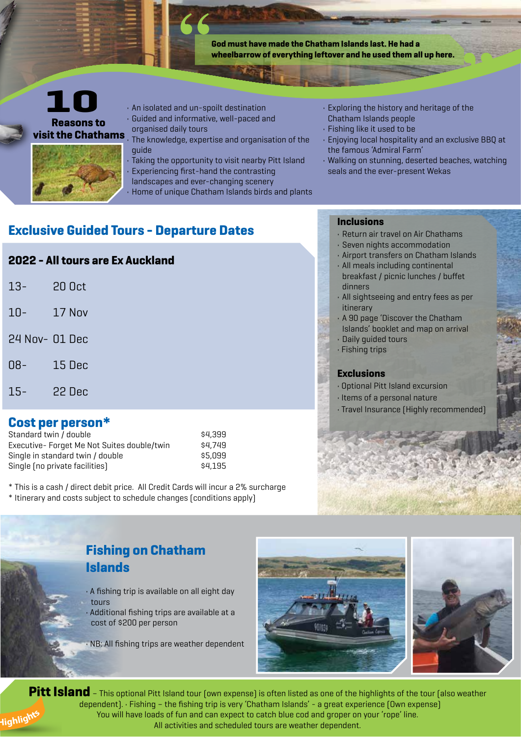> God must have made the Chatham Islands last. He had a wheelbarrow of everything leftover and he used them all up here.

## 10 Reasons to visit the Chathams

- An isolated and un-spoilt destination
- Guided and informative, well-paced and organised daily tours
- The knowledge, expertise and organisation of the guide
- Taking the opportunity to visit nearby Pitt Island
- Experiencing first-hand the contrasting landscapes and ever-changing scenery
- Home of unique Chatham Islands birds and plants
- Exploring the history and heritage of the Chatham Islands people
- Fishing like it used to be
- Enjoying local hospitality and an exclusive BBQ at the famous 'Admiral Farm'
- Walking on stunning, deserted beaches, watching seals and the ever-present Wekas

## Exclusive Guided Tours - Departure Dates

### 2022 - All tours are Ex Auckland

| | |
|---|---|
| 13- | 20 Oct |
| 10- | 17 Nov |
| 24 Nov- | 01 Dec |
| 08- | 15 Dec |
| 15- | 22 Dec |

## Cost per person*

| | |
|---|---|
| Standard twin / double | $4,399 |
| Executive- Forget Me Not Suites double/twin | $4,749 |
| Single in standard twin / double | $5,099 |
| Single (no private facilities) | $4,195 |

\* This is a cash / direct debit price. All Credit Cards will incur a 2% surcharge
\* Itinerary and costs subject to schedule changes (conditions apply)

### Inclusions

- Return air travel on Air Chathams
- Seven nights accommodation
- Airport transfers on Chatham Islands
- All meals including continental breakfast / picnic lunches / buffet dinners
- All sightseeing and entry fees as per itinerary
- A 90 page 'Discover the Chatham Islands' booklet and map on arrival
- Daily guided tours
- Fishing trips

### Exclusions

- Optional Pitt Island excursion
- Items of a personal nature
- Travel Insurance (Highly recommended)

## Fishing on Chatham Islands

- A fishing trip is available on all eight day tours
- Additional fishing trips are available at a cost of $200 per person
- NB: All fishing trips are weather dependent

Highlights

**Pitt Island** – This optional Pitt Island tour (own expense) is often listed as one of the highlights of the tour (also weather dependent). · Fishing – the fishing trip is very 'Chatham Islands' - a great experience (Own expense) You will have loads of fun and can expect to catch blue cod and groper on your 'rope' line. All activities and scheduled tours are weather dependent.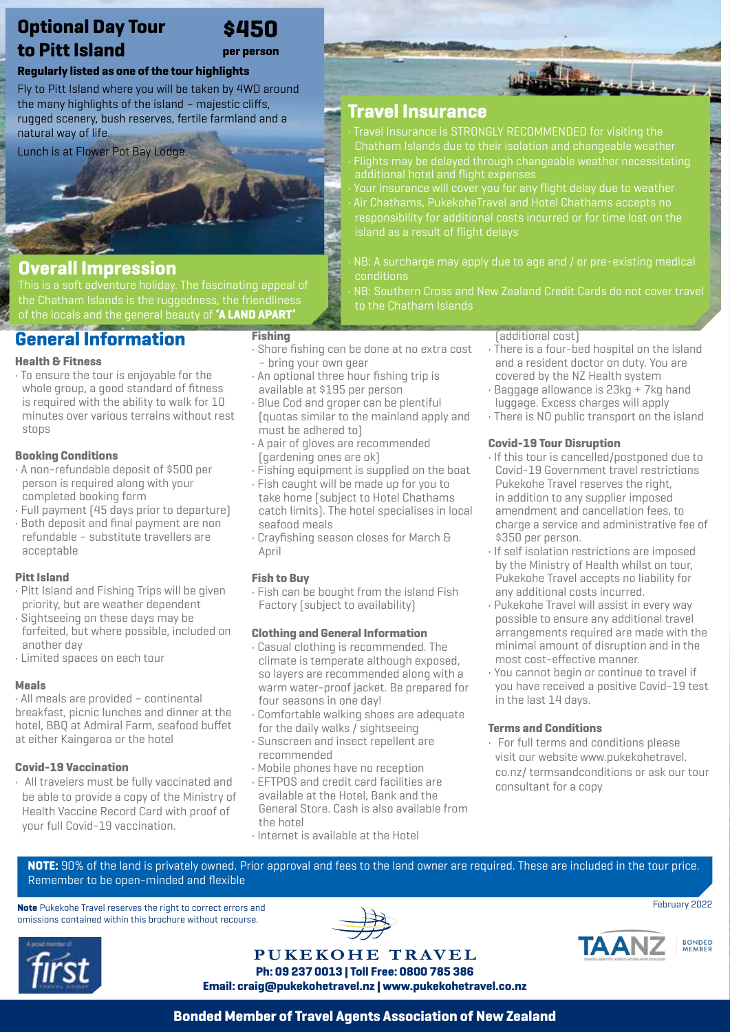## Optional Day Tour to Pitt Island

**$450** per person

**Regularly listed as one of the tour highlights**

Fly to Pitt Island where you will be taken by 4WD around the many highlights of the island – majestic cliffs, rugged scenery, bush reserves, fertile farmland and a natural way of life.

Lunch is at Flower Pot Bay Lodge.

## Travel Insurance

- Travel Insurance is STRONGLY RECOMMENDED for visiting the Chatham Islands due to their isolation and changeable weather
- Flights may be delayed through changeable weather necessitating additional hotel and flight expenses
- Your insurance will cover you for any flight delay due to weather
- Air Chathams, PukekoheTravel and Hotel Chathams accepts no responsibility for additional costs incurred or for time lost on the island as a result of flight delays
- NB: A surcharge may apply due to age and / or pre-existing medical conditions
- NB: Southern Cross and New Zealand Credit Cards do not cover travel to the Chatham Islands

## Overall Impression

This is a soft adventure holiday. The fascinating appeal of the Chatham Islands is the ruggedness, the friendliness of the locals and the general beauty of **'A LAND APART'**

## General Information

### Health & Fitness

- To ensure the tour is enjoyable for the whole group, a good standard of fitness is required with the ability to walk for 10 minutes over various terrains without rest stops

### Booking Conditions

- A non-refundable deposit of $500 per person is required along with your completed booking form
- Full payment (45 days prior to departure)
- Both deposit and final payment are non refundable – substitute travellers are acceptable

### Pitt Island

- Pitt Island and Fishing Trips will be given priority, but are weather dependent
- Sightseeing on these days may be forfeited, but where possible, included on another day
- Limited spaces on each tour

### Meals

- All meals are provided – continental breakfast, picnic lunches and dinner at the hotel, BBQ at Admiral Farm, seafood buffet at either Kaingaroa or the hotel

### Covid-19 Vaccination

- All travelers must be fully vaccinated and be able to provide a copy of the Ministry of Health Vaccine Record Card with proof of your full Covid-19 vaccination.

### Fishing

- Shore fishing can be done at no extra cost – bring your own gear
- An optional three hour fishing trip is available at $195 per person
- Blue Cod and groper can be plentiful (quotas similar to the mainland apply and must be adhered to)
- A pair of gloves are recommended (gardening ones are ok)
- Fishing equipment is supplied on the boat
- Fish caught will be made up for you to take home (subject to Hotel Chathams catch limits). The hotel specialises in local seafood meals
- Crayfishing season closes for March & April

### Fish to Buy

- Fish can be bought from the island Fish Factory (subject to availability)

### Clothing and General Information

- Casual clothing is recommended. The climate is temperate although exposed, so layers are recommended along with a warm water-proof jacket. Be prepared for four seasons in one day!
- Comfortable walking shoes are adequate for the daily walks / sightseeing
- Sunscreen and insect repellent are recommended
- Mobile phones have no reception
- EFTPOS and credit card facilities are available at the Hotel, Bank and the General Store. Cash is also available from the hotel
- Internet is available at the Hotel (additional cost)
- There is a four-bed hospital on the island and a resident doctor on duty. You are covered by the NZ Health system
- Baggage allowance is 23kg + 7kg hand luggage. Excess charges will apply
- There is NO public transport on the island

### Covid-19 Tour Disruption

- If this tour is cancelled/postponed due to Covid-19 Government travel restrictions Pukekohe Travel reserves the right, in addition to any supplier imposed amendment and cancellation fees, to charge a service and administrative fee of $350 per person.
- If self isolation restrictions are imposed by the Ministry of Health whilst on tour, Pukekohe Travel accepts no liability for any additional costs incurred.
- Pukekohe Travel will assist in every way possible to ensure any additional travel arrangements required are made with the minimal amount of disruption and in the most cost-effective manner.
- You cannot begin or continue to travel if you have received a positive Covid-19 test in the last 14 days.

### Terms and Conditions

- For full terms and conditions please visit our website www.pukekohetravel.co.nz/ termsandconditions or ask our tour consultant for a copy

**NOTE:** 90% of the land is privately owned. Prior approval and fees to the land owner are required. These are included in the tour price. Remember to be open-minded and flexible

**Note** Pukekohe Travel reserves the right to correct errors and omissions contained within this brochure without recourse.

February 2022

PUKEKOHE TRAVEL

**Ph: 09 237 0013 | Toll Free: 0800 785 386**

**Email: craig@pukekohetravel.nz | www.pukekohetravel.co.nz**

**Bonded Member of Travel Agents Association of New Zealand**